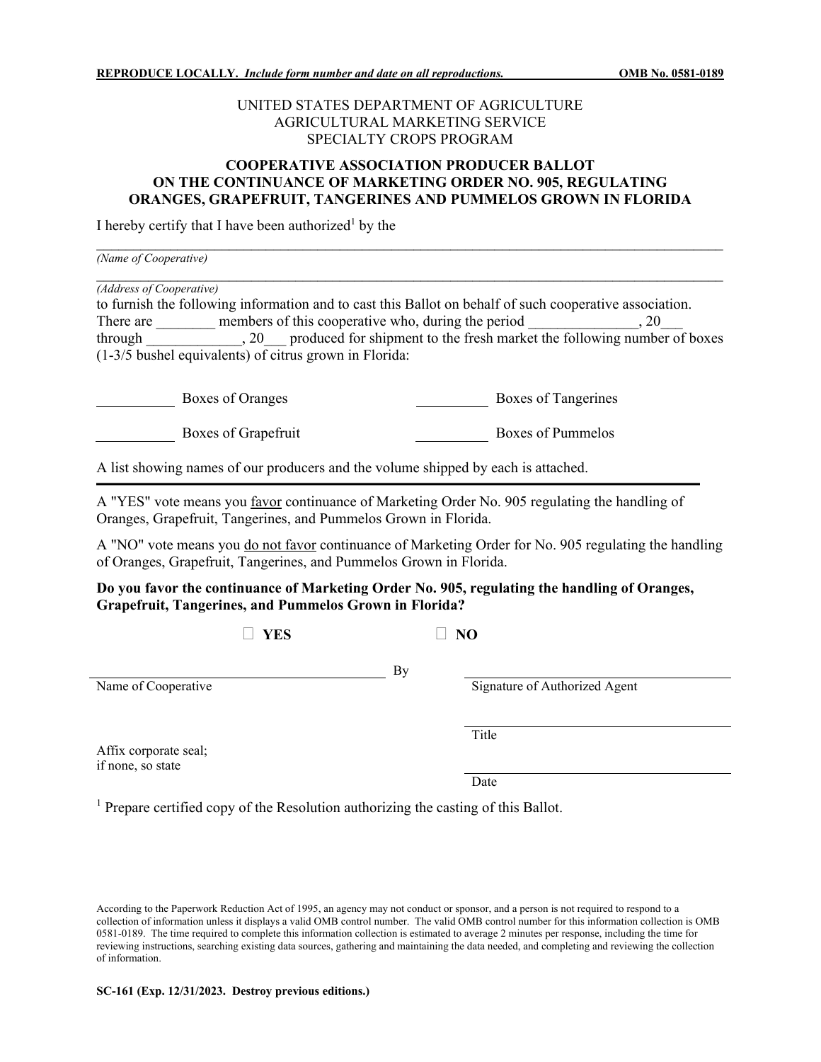**REPRODUCE LOCALLY.** *Include form number and date on all reproductions.* **OMB No. 0581-0189**

UNITED STATES DEPARTMENT OF AGRICULTURE
AGRICULTURAL MARKETING SERVICE
SPECIALTY CROPS PROGRAM

## COOPERATIVE ASSOCIATION PRODUCER BALLOT ON THE CONTINUANCE OF MARKETING ORDER NO. 905, REGULATING ORANGES, GRAPEFRUIT, TANGERINES AND PUMMELOS GROWN IN FLORIDA

I hereby certify that I have been authorized[1] by the

_______________________________________________________________________________
*(Name of Cooperative)*

_______________________________________________________________________________
*(Address of Cooperative)*

to furnish the following information and to cast this Ballot on behalf of such cooperative association. There are ________ members of this cooperative who, during the period _______________, 20___ through _____________, 20___ produced for shipment to the fresh market the following number of boxes (1-3/5 bushel equivalents) of citrus grown in Florida:

__________ Boxes of Oranges          __________ Boxes of Tangerines

__________ Boxes of Grapefruit          __________ Boxes of Pummelos

A list showing names of our producers and the volume shipped by each is attached.

---

A "YES" vote means you favor continuance of Marketing Order No. 905 regulating the handling of Oranges, Grapefruit, Tangerines, and Pummelos Grown in Florida.

A "NO" vote means you do not favor continuance of Marketing Order for No. 905 regulating the handling of Oranges, Grapefruit, Tangerines, and Pummelos Grown in Florida.

**Do you favor the continuance of Marketing Order No. 905, regulating the handling of Oranges, Grapefruit, Tangerines, and Pummelos Grown in Florida?**

☐ **YES**          ☐ **NO**

_______________________________ By _______________________________
Name of Cooperative                              Signature of Authorized Agent

_______________________________
Title

Affix corporate seal;
if none, so state

_______________________________
Date

[1] Prepare certified copy of the Resolution authorizing the casting of this Ballot.

According to the Paperwork Reduction Act of 1995, an agency may not conduct or sponsor, and a person is not required to respond to a collection of information unless it displays a valid OMB control number. The valid OMB control number for this information collection is OMB 0581-0189. The time required to complete this information collection is estimated to average 2 minutes per response, including the time for reviewing instructions, searching existing data sources, gathering and maintaining the data needed, and completing and reviewing the collection of information.

**SC-161 (Exp. 12/31/2023. Destroy previous editions.)**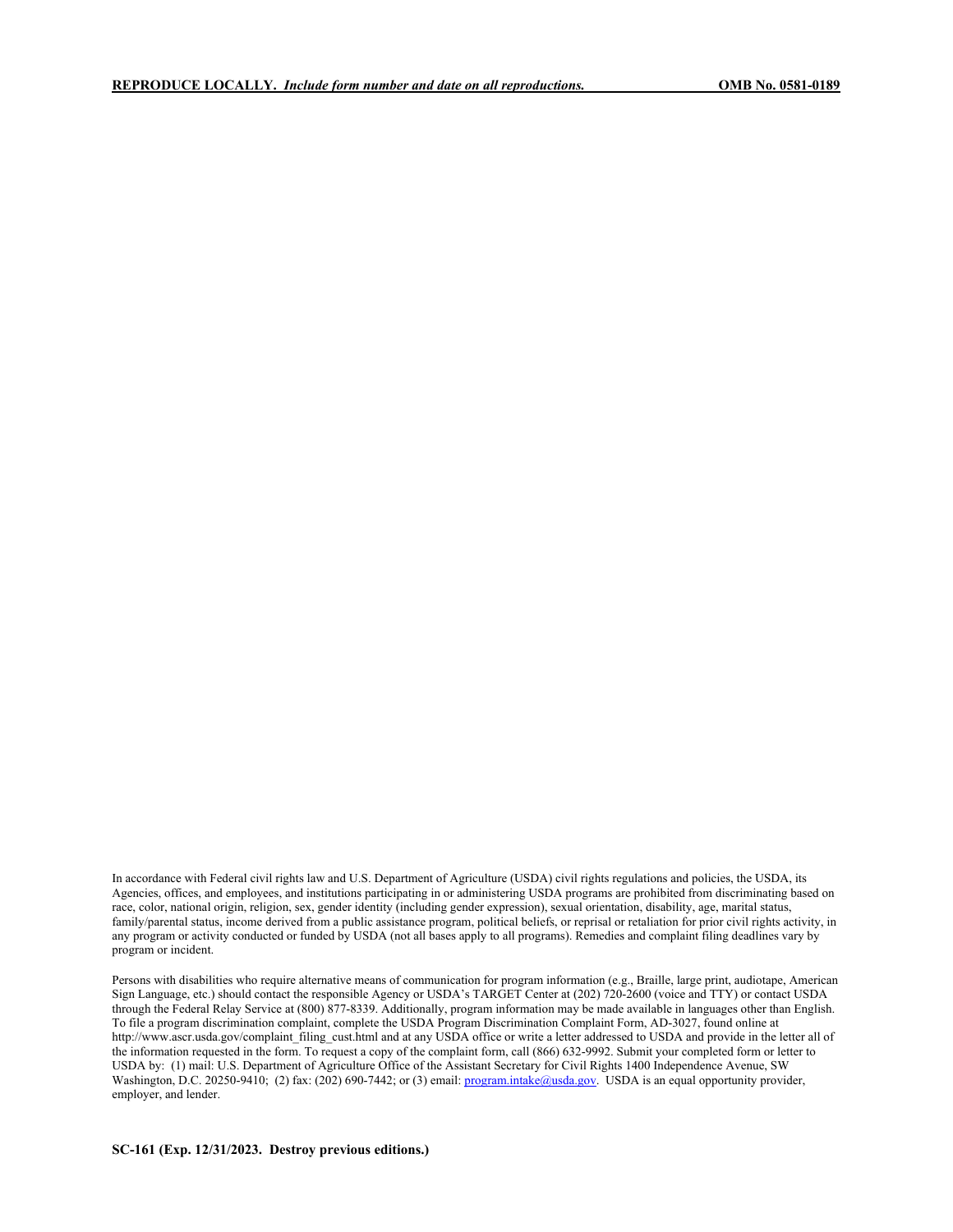**REPRODUCE LOCALLY.** ***Include form number and date on all reproductions.*** **OMB No. 0581-0189**

In accordance with Federal civil rights law and U.S. Department of Agriculture (USDA) civil rights regulations and policies, the USDA, its Agencies, offices, and employees, and institutions participating in or administering USDA programs are prohibited from discriminating based on race, color, national origin, religion, sex, gender identity (including gender expression), sexual orientation, disability, age, marital status, family/parental status, income derived from a public assistance program, political beliefs, or reprisal or retaliation for prior civil rights activity, in any program or activity conducted or funded by USDA (not all bases apply to all programs). Remedies and complaint filing deadlines vary by program or incident.

Persons with disabilities who require alternative means of communication for program information (e.g., Braille, large print, audiotape, American Sign Language, etc.) should contact the responsible Agency or USDA's TARGET Center at (202) 720-2600 (voice and TTY) or contact USDA through the Federal Relay Service at (800) 877-8339. Additionally, program information may be made available in languages other than English. To file a program discrimination complaint, complete the USDA Program Discrimination Complaint Form, AD-3027, found online at http://www.ascr.usda.gov/complaint_filing_cust.html and at any USDA office or write a letter addressed to USDA and provide in the letter all of the information requested in the form. To request a copy of the complaint form, call (866) 632-9992. Submit your completed form or letter to USDA by: (1) mail: U.S. Department of Agriculture Office of the Assistant Secretary for Civil Rights 1400 Independence Avenue, SW Washington, D.C. 20250-9410; (2) fax: (202) 690-7442; or (3) email: program.intake@usda.gov. USDA is an equal opportunity provider, employer, and lender.

**SC-161 (Exp. 12/31/2023. Destroy previous editions.)**